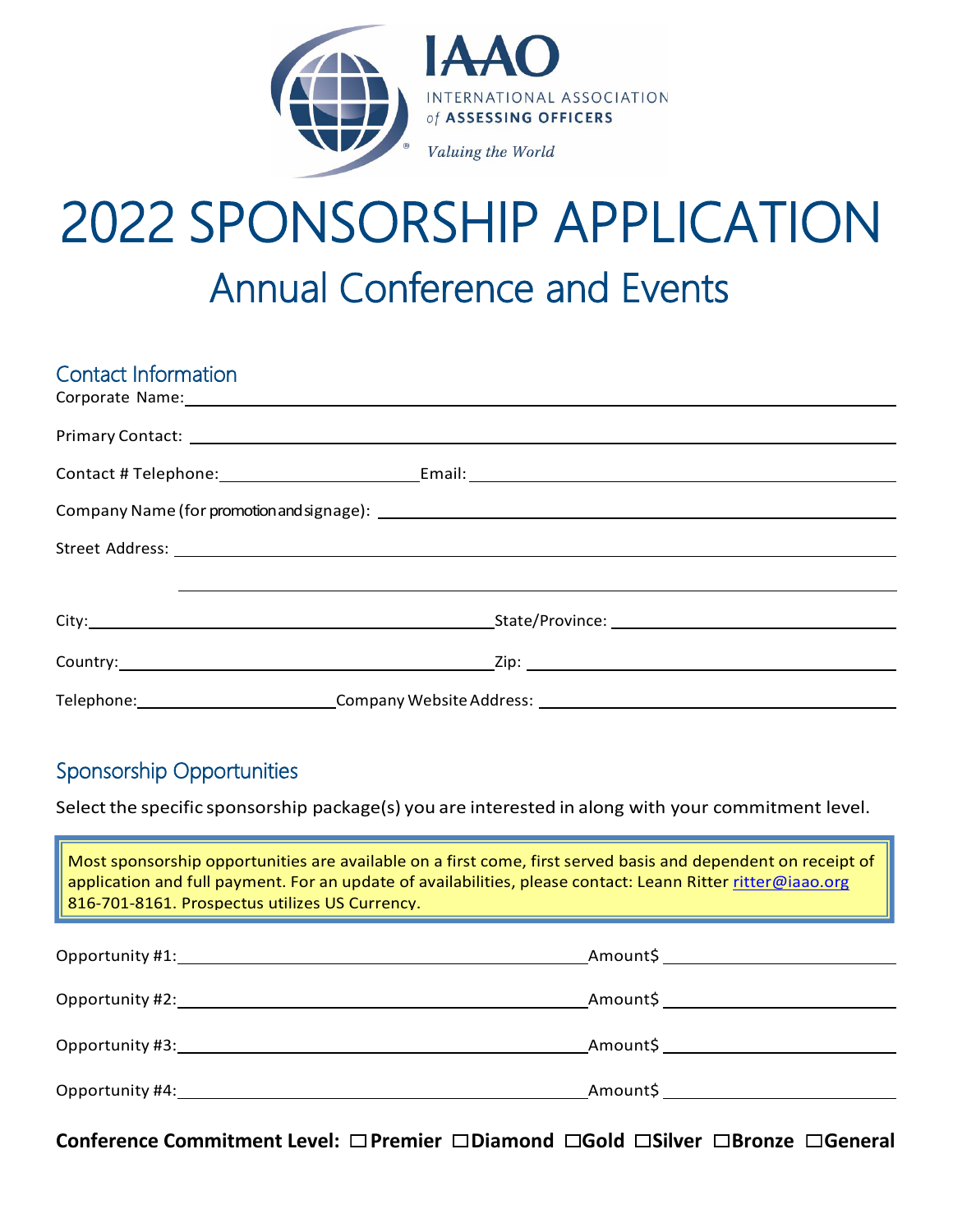IAAO

INTERNATIONAL ASSOCIATION of ASSESSING OFFICERS

*Valuing the World*

# 2022 SPONSORSHIP APPLICATION

## Annual Conference and Events

### Contact Information

Corporate Name: \_\_\_\_\_\_\_\_\_\_\_\_\_\_\_\_\_\_\_\_\_\_\_\_\_\_\_\_\_\_\_\_

Primary Contact: \_\_\_\_\_\_\_\_\_\_\_\_\_\_\_\_\_\_\_\_\_\_\_\_\_\_\_\_\_\_\_\_

Contact # Telephone: \_\_\_\_\_\_\_\_\_\_\_\_\_\_\_\_ Email: \_\_\_\_\_\_\_\_\_\_\_\_\_\_\_\_

Company Name (for promotion and signage): \_\_\_\_\_\_\_\_\_\_\_\_\_\_\_\_\_\_\_\_\_\_\_\_\_\_\_\_\_\_\_\_

Street Address: \_\_\_\_\_\_\_\_\_\_\_\_\_\_\_\_\_\_\_\_\_\_\_\_\_\_\_\_\_\_\_\_

\_\_\_\_\_\_\_\_\_\_\_\_\_\_\_\_\_\_\_\_\_\_\_\_\_\_\_\_\_\_\_\_

City: \_\_\_\_\_\_\_\_\_\_\_\_\_\_\_\_ State/Province: \_\_\_\_\_\_\_\_\_\_\_\_\_\_\_\_

Country: \_\_\_\_\_\_\_\_\_\_\_\_\_\_\_\_ Zip: \_\_\_\_\_\_\_\_\_\_\_\_\_\_\_\_

Telephone: \_\_\_\_\_\_\_\_\_\_\_\_\_\_\_\_ Company Website Address: \_\_\_\_\_\_\_\_\_\_\_\_\_\_\_\_

### Sponsorship Opportunities

Select the specific sponsorship package(s) you are interested in along with your commitment level.

> Most sponsorship opportunities are available on a first come, first served basis and dependent on receipt of application and full payment. For an update of availabilities, please contact: Leann Ritter ritter@iaao.org 816-701-8161. Prospectus utilizes US Currency.

Opportunity #1: \_\_\_\_\_\_\_\_\_\_\_\_\_\_\_\_ Amount$ \_\_\_\_\_\_\_\_\_\_\_\_\_\_\_\_

Opportunity #2: \_\_\_\_\_\_\_\_\_\_\_\_\_\_\_\_ Amount$ \_\_\_\_\_\_\_\_\_\_\_\_\_\_\_\_

Opportunity #3: \_\_\_\_\_\_\_\_\_\_\_\_\_\_\_\_ Amount$ \_\_\_\_\_\_\_\_\_\_\_\_\_\_\_\_

Opportunity #4: \_\_\_\_\_\_\_\_\_\_\_\_\_\_\_\_ Amount$ \_\_\_\_\_\_\_\_\_\_\_\_\_\_\_\_

**Conference Commitment Level: ☐ Premier ☐ Diamond ☐ Gold ☐ Silver ☐ Bronze ☐ General**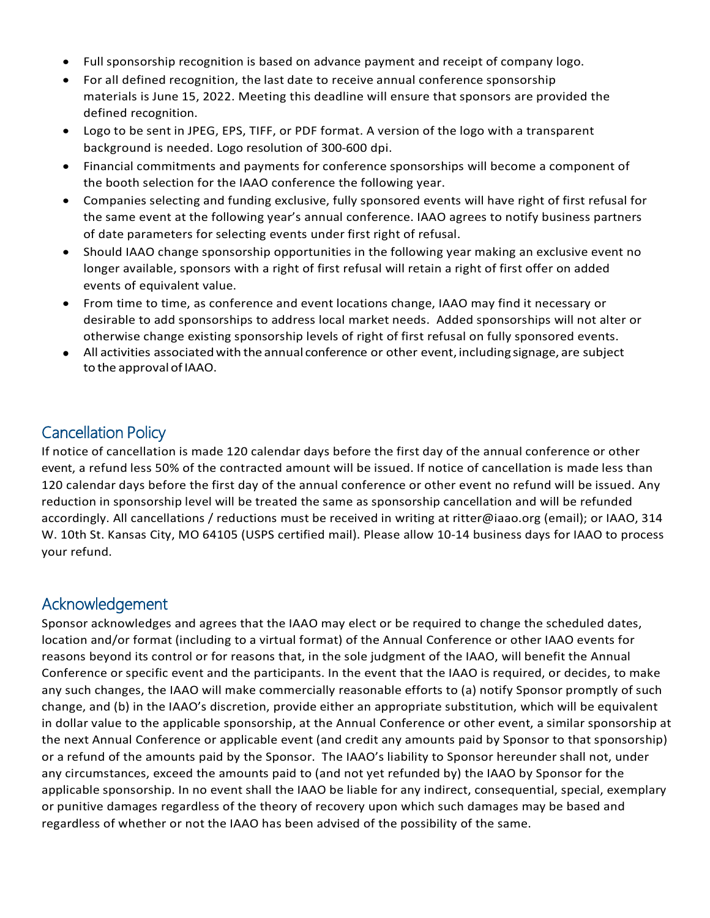- Full sponsorship recognition is based on advance payment and receipt of company logo.
- For all defined recognition, the last date to receive annual conference sponsorship materials is June 15, 2022. Meeting this deadline will ensure that sponsors are provided the defined recognition.
- Logo to be sent in JPEG, EPS, TIFF, or PDF format. A version of the logo with a transparent background is needed. Logo resolution of 300-600 dpi.
- Financial commitments and payments for conference sponsorships will become a component of the booth selection for the IAAO conference the following year.
- Companies selecting and funding exclusive, fully sponsored events will have right of first refusal for the same event at the following year's annual conference. IAAO agrees to notify business partners of date parameters for selecting events under first right of refusal.
- Should IAAO change sponsorship opportunities in the following year making an exclusive event no longer available, sponsors with a right of first refusal will retain a right of first offer on added events of equivalent value.
- From time to time, as conference and event locations change, IAAO may find it necessary or desirable to add sponsorships to address local market needs. Added sponsorships will not alter or otherwise change existing sponsorship levels of right of first refusal on fully sponsored events.
- All activities associated with the annual conference or other event, including signage, are subject to the approval of IAAO.

## Cancellation Policy

If notice of cancellation is made 120 calendar days before the first day of the annual conference or other event, a refund less 50% of the contracted amount will be issued. If notice of cancellation is made less than 120 calendar days before the first day of the annual conference or other event no refund will be issued. Any reduction in sponsorship level will be treated the same as sponsorship cancellation and will be refunded accordingly. All cancellations / reductions must be received in writing at ritter@iaao.org (email); or IAAO, 314 W. 10th St. Kansas City, MO 64105 (USPS certified mail). Please allow 10-14 business days for IAAO to process your refund.

## Acknowledgement

Sponsor acknowledges and agrees that the IAAO may elect or be required to change the scheduled dates, location and/or format (including to a virtual format) of the Annual Conference or other IAAO events for reasons beyond its control or for reasons that, in the sole judgment of the IAAO, will benefit the Annual Conference or specific event and the participants. In the event that the IAAO is required, or decides, to make any such changes, the IAAO will make commercially reasonable efforts to (a) notify Sponsor promptly of such change, and (b) in the IAAO's discretion, provide either an appropriate substitution, which will be equivalent in dollar value to the applicable sponsorship, at the Annual Conference or other event, a similar sponsorship at the next Annual Conference or applicable event (and credit any amounts paid by Sponsor to that sponsorship) or a refund of the amounts paid by the Sponsor. The IAAO's liability to Sponsor hereunder shall not, under any circumstances, exceed the amounts paid to (and not yet refunded by) the IAAO by Sponsor for the applicable sponsorship. In no event shall the IAAO be liable for any indirect, consequential, special, exemplary or punitive damages regardless of the theory of recovery upon which such damages may be based and regardless of whether or not the IAAO has been advised of the possibility of the same.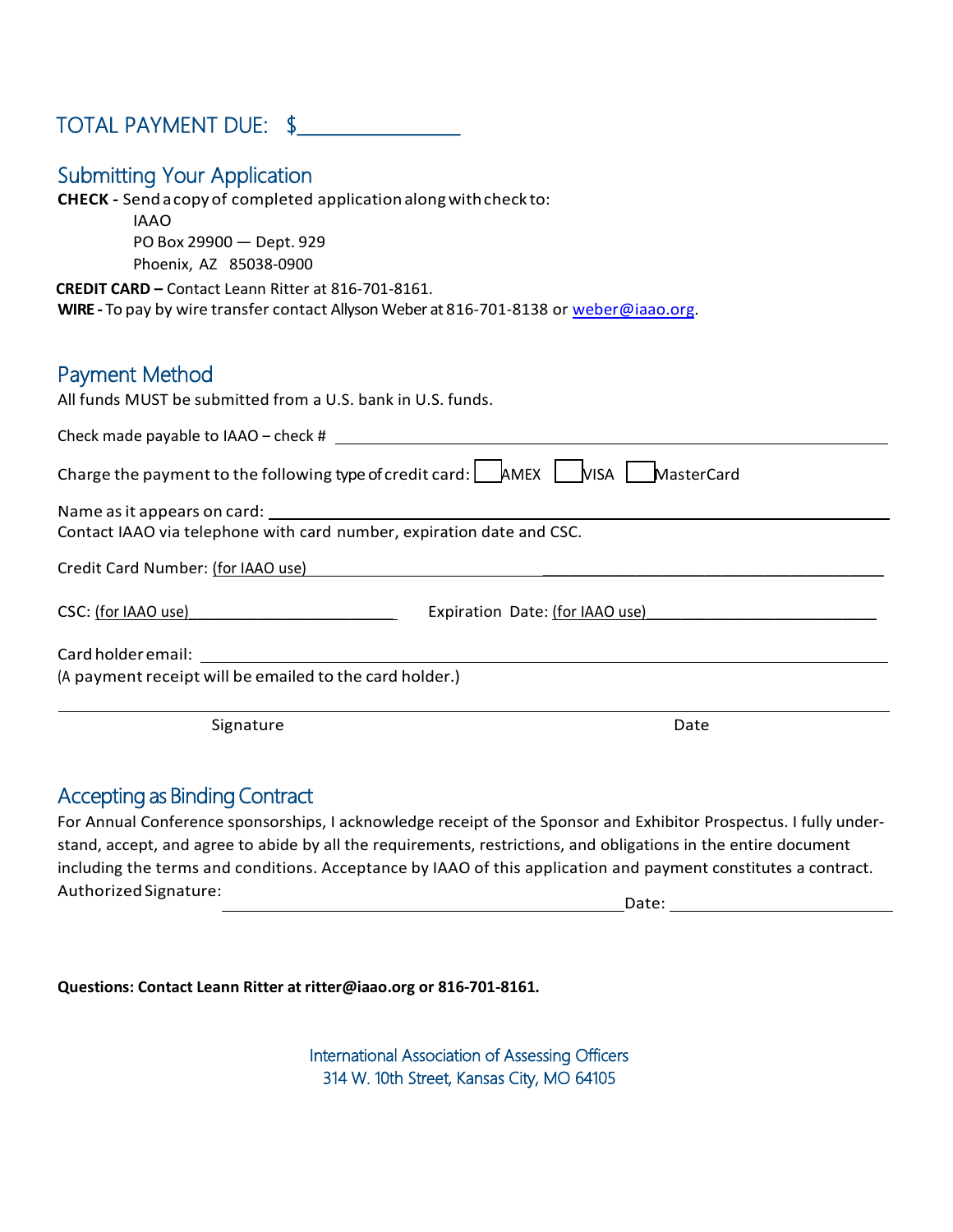## TOTAL PAYMENT DUE: $_______________

## Submitting Your Application

**CHECK -** Send a copy of completed application along with check to:

IAAO
PO Box 29900 — Dept. 929
Phoenix, AZ 85038-0900

**CREDIT CARD –** Contact Leann Ritter at 816-701-8161.
**WIRE -** To pay by wire transfer contact Allyson Weber at 816-701-8138 or weber@iaao.org.

## Payment Method

All funds MUST be submitted from a U.S. bank in U.S. funds.

Check made payable to IAAO – check # ________________________________________________

Charge the payment to the following type of credit card: ☐ AMEX ☐ VISA ☐ MasterCard

Name as it appears on card: ________________________________________________
Contact IAAO via telephone with card number, expiration date and CSC.

Credit Card Number: (for IAAO use) ________________________________________

CSC: (for IAAO use)________________________ Expiration Date: (for IAAO use)__________________________

Card holder email: ________________________________________________
(A payment receipt will be emailed to the card holder.)

________________________________________________________________________________

Signature Date

## Accepting as Binding Contract

For Annual Conference sponsorships, I acknowledge receipt of the Sponsor and Exhibitor Prospectus. I fully understand, accept, and agree to abide by all the requirements, restrictions, and obligations in the entire document including the terms and conditions. Acceptance by IAAO of this application and payment constitutes a contract.

Authorized Signature: ____________________________________________ Date: __________________________

**Questions: Contact Leann Ritter at ritter@iaao.org or 816-701-8161.**

International Association of Assessing Officers
314 W. 10th Street, Kansas City, MO 64105